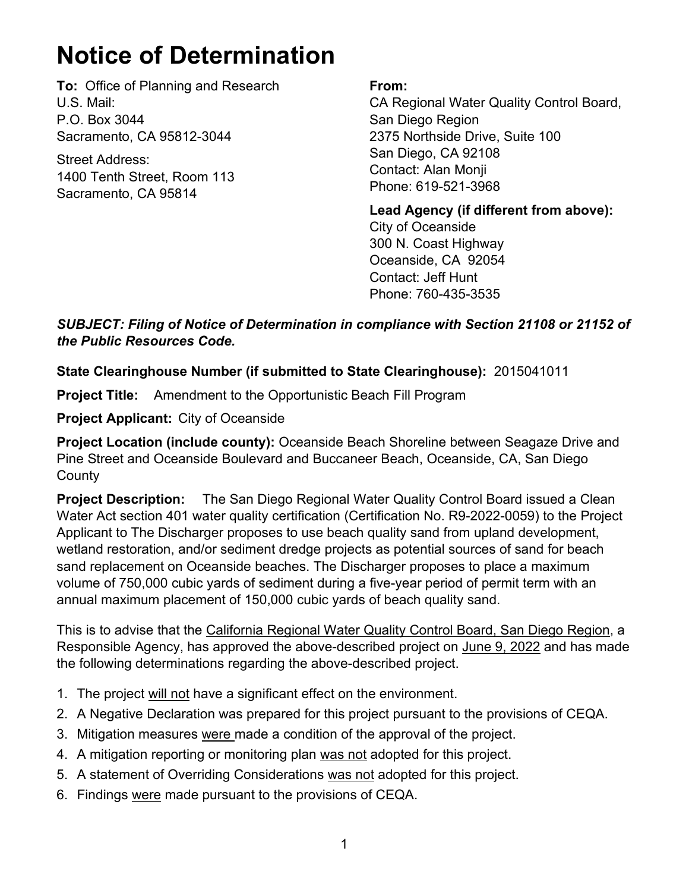# Notice of Determination

**To:** Office of Planning and Research
U.S. Mail:
P.O. Box 3044
Sacramento, CA 95812-3044

Street Address:
1400 Tenth Street, Room 113
Sacramento, CA 95814

**From:**
CA Regional Water Quality Control Board, San Diego Region
2375 Northside Drive, Suite 100
San Diego, CA 92108
Contact: Alan Monji
Phone: 619-521-3968

**Lead Agency (if different from above):**
City of Oceanside
300 N. Coast Highway
Oceanside, CA 92054
Contact: Jeff Hunt
Phone: 760-435-3535

***SUBJECT: Filing of Notice of Determination in compliance with Section 21108 or 21152 of the Public Resources Code.***

**State Clearinghouse Number (if submitted to State Clearinghouse):** 2015041011

**Project Title:** Amendment to the Opportunistic Beach Fill Program

**Project Applicant:** City of Oceanside

**Project Location (include county):** Oceanside Beach Shoreline between Seagaze Drive and Pine Street and Oceanside Boulevard and Buccaneer Beach, Oceanside, CA, San Diego County

**Project Description:** The San Diego Regional Water Quality Control Board issued a Clean Water Act section 401 water quality certification (Certification No. R9-2022-0059) to the Project Applicant to The Discharger proposes to use beach quality sand from upland development, wetland restoration, and/or sediment dredge projects as potential sources of sand for beach sand replacement on Oceanside beaches. The Discharger proposes to place a maximum volume of 750,000 cubic yards of sediment during a five-year period of permit term with an annual maximum placement of 150,000 cubic yards of beach quality sand.

This is to advise that the <u>California Regional Water Quality Control Board, San Diego Region</u>, a Responsible Agency, has approved the above-described project on <u>June 9, 2022</u> and has made the following determinations regarding the above-described project.

1. The project <u>will not</u> have a significant effect on the environment.
2. A Negative Declaration was prepared for this project pursuant to the provisions of CEQA.
3. Mitigation measures <u>were</u> made a condition of the approval of the project.
4. A mitigation reporting or monitoring plan <u>was not</u> adopted for this project.
5. A statement of Overriding Considerations <u>was not</u> adopted for this project.
6. Findings <u>were</u> made pursuant to the provisions of CEQA.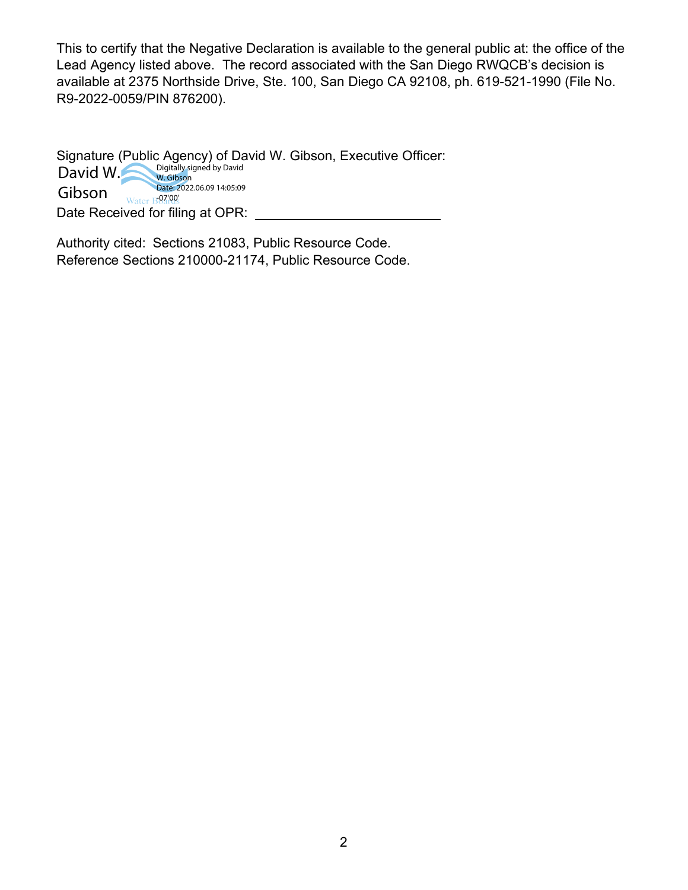This to certify that the Negative Declaration is available to the general public at: the office of the Lead Agency listed above. The record associated with the San Diego RWQCB's decision is available at 2375 Northside Drive, Ste. 100, San Diego CA 92108, ph. 619-521-1990 (File No. R9-2022-0059/PIN 876200).

Signature (Public Agency) of David W. Gibson, Executive Officer:

David W. Gibson

Digitally signed by David W. Gibson
Date: 2022.06.09 14:05:09 -07'00'

Date Received for filing at OPR: ______________________

Authority cited: Sections 21083, Public Resource Code.
Reference Sections 210000-21174, Public Resource Code.